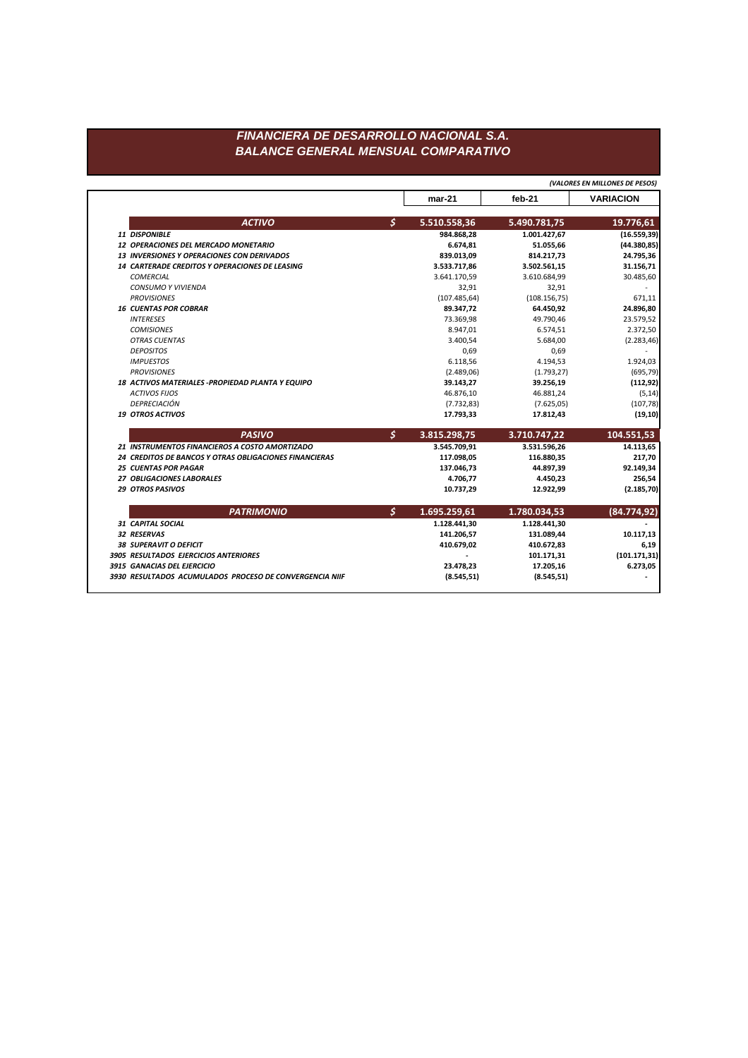# FINANCIERA DE DESARROLLO NACIONAL S.A.
## BALANCE GENERAL MENSUAL COMPARATIVO

*(VALORES EN MILLONES DE PESOS)*

| | | mar-21 | feb-21 | VARIACION |
|---|---|---|---|---|
| **ACTIVO** | $ | **5.510.558,36** | **5.490.781,75** | **19.776,61** |
| **11 DISPONIBLE** | | **984.868,28** | **1.001.427,67** | **(16.559,39)** |
| **12 OPERACIONES DEL MERCADO MONETARIO** | | **6.674,81** | **51.055,66** | **(44.380,85)** |
| **13 INVERSIONES Y OPERACIONES CON DERIVADOS** | | **839.013,09** | **814.217,73** | **24.795,36** |
| **14 CARTERADE CREDITOS Y OPERACIONES DE LEASING** | | **3.533.717,86** | **3.502.561,15** | **31.156,71** |
| *COMERCIAL* | | 3.641.170,59 | 3.610.684,99 | 30.485,60 |
| *CONSUMO Y VIVIENDA* | | 32,91 | 32,91 | - |
| *PROVISIONES* | | (107.485,64) | (108.156,75) | 671,11 |
| **16 CUENTAS POR COBRAR** | | **89.347,72** | **64.450,92** | **24.896,80** |
| *INTERESES* | | 73.369,98 | 49.790,46 | 23.579,52 |
| *COMISIONES* | | 8.947,01 | 6.574,51 | 2.372,50 |
| *OTRAS CUENTAS* | | 3.400,54 | 5.684,00 | (2.283,46) |
| *DEPOSITOS* | | 0,69 | 0,69 | - |
| *IMPUESTOS* | | 6.118,56 | 4.194,53 | 1.924,03 |
| *PROVISIONES* | | (2.489,06) | (1.793,27) | (695,79) |
| **18 ACTIVOS MATERIALES -PROPIEDAD PLANTA Y EQUIPO** | | **39.143,27** | **39.256,19** | **(112,92)** |
| *ACTIVOS FIJOS* | | 46.876,10 | 46.881,24 | (5,14) |
| *DEPRECIACIÓN* | | (7.732,83) | (7.625,05) | (107,78) |
| **19 OTROS ACTIVOS** | | **17.793,33** | **17.812,43** | **(19,10)** |
| **PASIVO** | $ | **3.815.298,75** | **3.710.747,22** | **104.551,53** |
| **21 INSTRUMENTOS FINANCIEROS A COSTO AMORTIZADO** | | **3.545.709,91** | **3.531.596,26** | **14.113,65** |
| **24 CREDITOS DE BANCOS Y OTRAS OBLIGACIONES FINANCIERAS** | | **117.098,05** | **116.880,35** | **217,70** |
| **25 CUENTAS POR PAGAR** | | **137.046,73** | **44.897,39** | **92.149,34** |
| **27 OBLIGACIONES LABORALES** | | **4.706,77** | **4.450,23** | **256,54** |
| **29 OTROS PASIVOS** | | **10.737,29** | **12.922,99** | **(2.185,70)** |
| **PATRIMONIO** | $ | **1.695.259,61** | **1.780.034,53** | **(84.774,92)** |
| **31 CAPITAL SOCIAL** | | **1.128.441,30** | **1.128.441,30** | **-** |
| **32 RESERVAS** | | **141.206,57** | **131.089,44** | **10.117,13** |
| **38 SUPERAVIT O DEFICIT** | | **410.679,02** | **410.672,83** | **6,19** |
| **3905 RESULTADOS EJERCICIOS ANTERIORES** | | **-** | **101.171,31** | **(101.171,31)** |
| **3915 GANACIAS DEL EJERCICIO** | | **23.478,23** | **17.205,16** | **6.273,05** |
| **3930 RESULTADOS ACUMULADOS PROCESO DE CONVERGENCIA NIIF** | | **(8.545,51)** | **(8.545,51)** | **-** |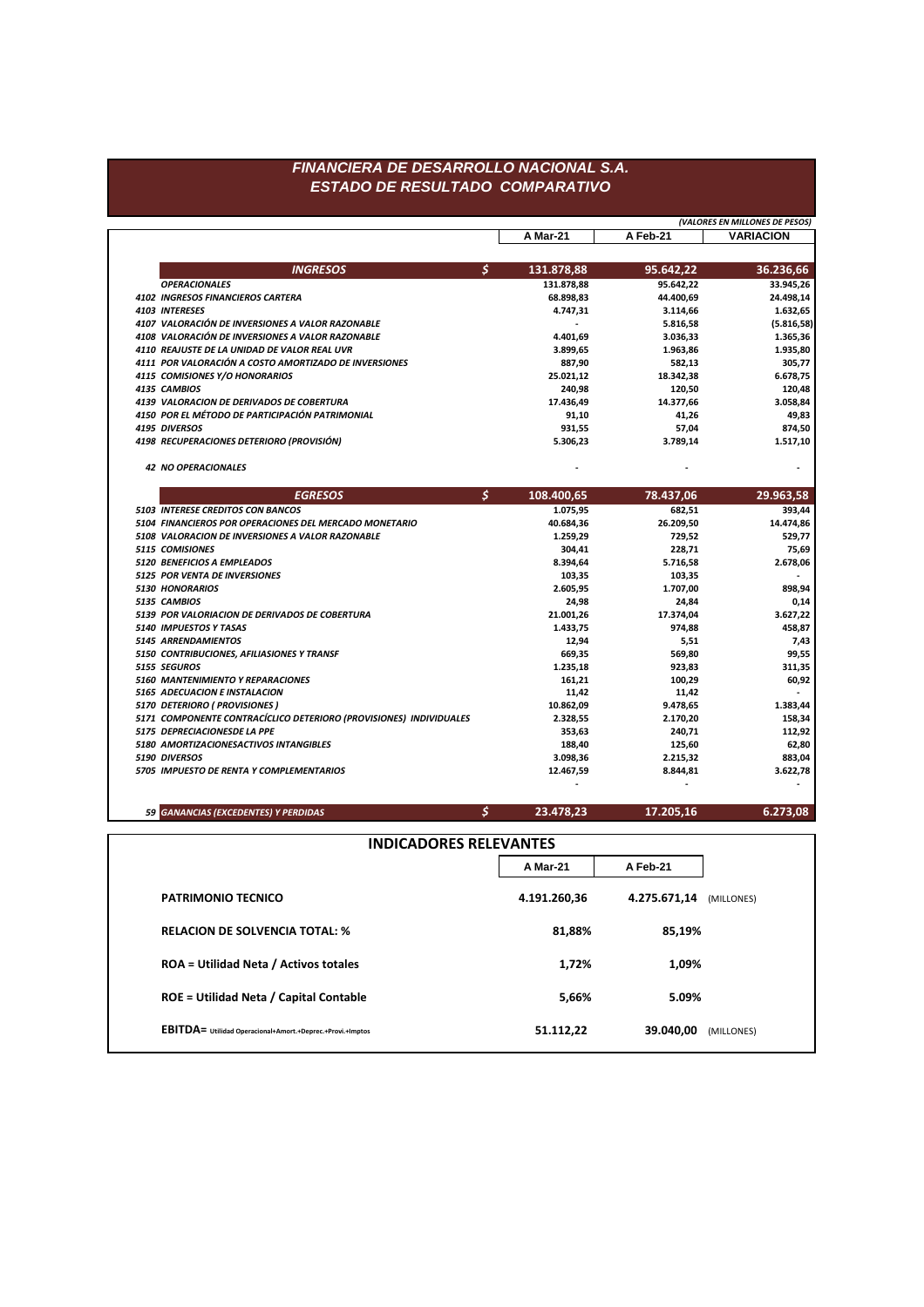# FINANCIERA DE DESARROLLO NACIONAL S.A.
## ESTADO DE RESULTADO COMPARATIVO

*(VALORES EN MILLONES DE PESOS)*

| | | A Mar-21 | A Feb-21 | VARIACION |
|---|---|---|---|---|
| **INGRESOS** | $ | 131.878,88 | 95.642,22 | 36.236,66 |
| OPERACIONALES | | 131.878,88 | 95.642,22 | 33.945,26 |
| 4102 INGRESOS FINANCIEROS CARTERA | | 68.898,83 | 44.400,69 | 24.498,14 |
| 4103 INTERESES | | 4.747,31 | 3.114,66 | 1.632,65 |
| 4107 VALORACIÓN DE INVERSIONES A VALOR RAZONABLE | | - | 5.816,58 | (5.816,58) |
| 4108 VALORACIÓN DE INVERSIONES A VALOR RAZONABLE | | 4.401,69 | 3.036,33 | 1.365,36 |
| 4110 REAJUSTE DE LA UNIDAD DE VALOR REAL UVR | | 3.899,65 | 1.963,86 | 1.935,80 |
| 4111 POR VALORACIÓN A COSTO AMORTIZADO DE INVERSIONES | | 887,90 | 582,13 | 305,77 |
| 4115 COMISIONES Y/O HONORARIOS | | 25.021,12 | 18.342,38 | 6.678,75 |
| 4135 CAMBIOS | | 240,98 | 120,50 | 120,48 |
| 4139 VALORACION DE DERIVADOS DE COBERTURA | | 17.436,49 | 14.377,66 | 3.058,84 |
| 4150 POR EL MÉTODO DE PARTICIPACIÓN PATRIMONIAL | | 91,10 | 41,26 | 49,83 |
| 4195 DIVERSOS | | 931,55 | 57,04 | 874,50 |
| 4198 RECUPERACIONES DETERIORO (PROVISIÓN) | | 5.306,23 | 3.789,14 | 1.517,10 |
| 42 NO OPERACIONALES | | - | - | - |
| **EGRESOS** | $ | 108.400,65 | 78.437,06 | 29.963,58 |
| 5103 INTERESE CREDITOS CON BANCOS | | 1.075,95 | 682,51 | 393,44 |
| 5104 FINANCIEROS POR OPERACIONES DEL MERCADO MONETARIO | | 40.684,36 | 26.209,50 | 14.474,86 |
| 5108 VALORACION DE INVERSIONES A VALOR RAZONABLE | | 1.259,29 | 729,52 | 529,77 |
| 5115 COMISIONES | | 304,41 | 228,71 | 75,69 |
| 5120 BENEFICIOS A EMPLEADOS | | 8.394,64 | 5.716,58 | 2.678,06 |
| 5125 POR VENTA DE INVERSIONES | | 103,35 | 103,35 | - |
| 5130 HONORARIOS | | 2.605,95 | 1.707,00 | 898,94 |
| 5135 CAMBIOS | | 24,98 | 24,84 | 0,14 |
| 5139 POR VALORIACION DE DERIVADOS DE COBERTURA | | 21.001,26 | 17.374,04 | 3.627,22 |
| 5140 IMPUESTOS Y TASAS | | 1.433,75 | 974,88 | 458,87 |
| 5145 ARRENDAMIENTOS | | 12,94 | 5,51 | 7,43 |
| 5150 CONTRIBUCIONES, AFILIASIONES Y TRANSF | | 669,35 | 569,80 | 99,55 |
| 5155 SEGUROS | | 1.235,18 | 923,83 | 311,35 |
| 5160 MANTENIMIENTO Y REPARACIONES | | 161,21 | 100,29 | 60,92 |
| 5165 ADECUACION E INSTALACION | | 11,42 | 11,42 | - |
| 5170 DETERIORO ( PROVISIONES ) | | 10.862,09 | 9.478,65 | 1.383,44 |
| 5171 COMPONENTE CONTRACÍCLICO DETERIORO (PROVISIONES) INDIVIDUALES | | 2.328,55 | 2.170,20 | 158,34 |
| 5175 DEPRECIACIONESDE LA PPE | | 353,63 | 240,71 | 112,92 |
| 5180 AMORTIZACIONESACTIVOS INTANGIBLES | | 188,40 | 125,60 | 62,80 |
| 5190 DIVERSOS | | 3.098,36 | 2.215,32 | 883,04 |
| 5705 IMPUESTO DE RENTA Y COMPLEMENTARIOS | | 12.467,59 | 8.844,81 | 3.622,78 |
| | | - | - | - |
| **59 GANANCIAS (EXCEDENTES) Y PERDIDAS** | $ | 23.478,23 | 17.205,16 | 6.273,08 |

## INDICADORES RELEVANTES

| | A Mar-21 | A Feb-21 | |
|---|---|---|---|
| **PATRIMONIO TECNICO** | 4.191.260,36 | 4.275.671,14 | (MILLONES) |
| **RELACION DE SOLVENCIA TOTAL: %** | 81,88% | 85,19% | |
| **ROA = Utilidad Neta / Activos totales** | 1,72% | 1,09% | |
| **ROE = Utilidad Neta / Capital Contable** | 5,66% | 5.09% | |
| **EBITDA=** Utilidad Operacional+Amort.+Deprec.+Provi.+Imptos | 51.112,22 | 39.040,00 | (MILLONES) |